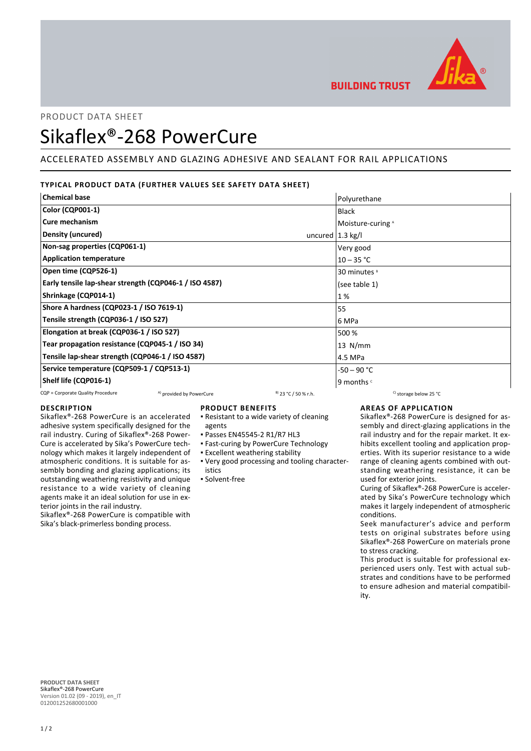BUILDING TRUST

PRODUCT DATA SHEET

# Sikaflex®-268 PowerCure

## ACCELERATED ASSEMBLY AND GLAZING ADHESIVE AND SEALANT FOR RAIL APPLICATIONS

### TYPICAL PRODUCT DATA (FURTHER VALUES SEE SAFETY DATA SHEET)

| Property | | Value |
|---|---|---|
| **Chemical base** | | Polyurethane |
| **Color (CQP001-1)** | | Black |
| **Cure mechanism** | | Moisture-curing [A] |
| **Density (uncured)** | uncured | 1.3 kg/l |
| **Non-sag properties (CQP061-1)** | | Very good |
| **Application temperature** | | 10 – 35 °C |
| **Open time (CQP526-1)** | | 30 minutes [B] |
| **Early tensile lap-shear strength (CQP046-1 / ISO 4587)** | | (see table 1) |
| **Shrinkage (CQP014-1)** | | 1 % |
| **Shore A hardness (CQP023-1 / ISO 7619-1)** | | 55 |
| **Tensile strength (CQP036-1 / ISO 527)** | | 6 MPa |
| **Elongation at break (CQP036-1 / ISO 527)** | | 500 % |
| **Tear propagation resistance (CQP045-1 / ISO 34)** | | 13 N/mm |
| **Tensile lap-shear strength (CQP046-1 / ISO 4587)** | | 4.5 MPa |
| **Service temperature (CQP509-1 / CQP513-1)** | | -50 – 90 °C |
| **Shelf life (CQP016-1)** | | 9 months [C] |

CQP = Corporate Quality Procedure A) provided by PowerCure B) 23 °C / 50 % r.h. C) storage below 25 °C

### DESCRIPTION

Sikaflex®-268 PowerCure is an accelerated adhesive system specifically designed for the rail industry. Curing of Sikaflex®-268 PowerCure is accelerated by Sika's PowerCure technology which makes it largely independent of atmospheric conditions. It is suitable for assembly bonding and glazing applications; its outstanding weathering resistivity and unique resistance to a wide variety of cleaning agents make it an ideal solution for use in exterior joints in the rail industry.
Sikaflex®-268 PowerCure is compatible with Sika's black-primerless bonding process.

### PRODUCT BENEFITS

- Resistant to a wide variety of cleaning agents
- Passes EN45545-2 R1/R7 HL3
- Fast-curing by PowerCure Technology
- Excellent weathering stability
- Very good processing and tooling characteristics
- Solvent-free

### AREAS OF APPLICATION

Sikaflex®-268 PowerCure is designed for assembly and direct-glazing applications in the rail industry and for the repair market. It exhibits excellent tooling and application properties. With its superior resistance to a wide range of cleaning agents combined with outstanding weathering resistance, it can be used for exterior joints.
Curing of Sikaflex®-268 PowerCure is accelerated by Sika's PowerCure technology which makes it largely independent of atmospheric conditions.
Seek manufacturer's advice and perform tests on original substrates before using Sikaflex®-268 PowerCure on materials prone to stress cracking.
This product is suitable for professional experienced users only. Test with actual substrates and conditions have to be performed to ensure adhesion and material compatibility.

**PRODUCT DATA SHEET**
Sikaflex®-268 PowerCure
Version 01.02 (09 - 2019), en_IT
012001252680001000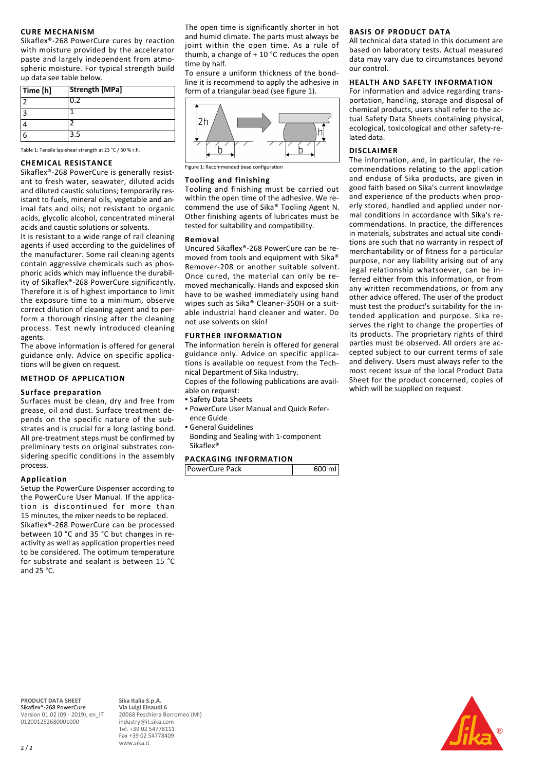## CURE MECHANISM

Sikaflex®-268 PowerCure cures by reaction with moisture provided by the accelerator paste and largely independent from atmospheric moisture. For typical strength build up data see table below.

| Time [h] | Strength [MPa] |
| --- | --- |
| 2 | 0.2 |
| 3 | 1 |
| 4 | 2 |
| 6 | 3.5 |

Table 1: Tensile lap-shear strength at 23 °C / 50 % r.h.

## CHEMICAL RESISTANCE

Sikaflex®-268 PowerCure is generally resistant to fresh water, seawater, diluted acids and diluted caustic solutions; temporarily resistant to fuels, mineral oils, vegetable and animal fats and oils; not resistant to organic acids, glycolic alcohol, concentrated mineral acids and caustic solutions or solvents.

It is resistant to a wide range of rail cleaning agents if used according to the guidelines of the manufacturer. Some rail cleaning agents contain aggressive chemicals such as phosphoric acids which may influence the durability of Sikaflex®-268 PowerCure significantly. Therefore it is of highest importance to limit the exposure time to a minimum, observe correct dilution of cleaning agent and to perform a thorough rinsing after the cleaning process. Test newly introduced cleaning agents.

The above information is offered for general guidance only. Advice on specific applications will be given on request.

## METHOD OF APPLICATION

### Surface preparation

Surfaces must be clean, dry and free from grease, oil and dust. Surface treatment depends on the specific nature of the substrates and is crucial for a long lasting bond. All pre-treatment steps must be confirmed by preliminary tests on original substrates considering specific conditions in the assembly process.

### Application

Setup the PowerCure Dispenser according to the PowerCure User Manual. If the application is discontinued for more than 15 minutes, the mixer needs to be replaced.

Sikaflex®-268 PowerCure can be processed between 10 °C and 35 °C but changes in reactivity as well as application properties need to be considered. The optimum temperature for substrate and sealant is between 15 °C and 25 °C.

The open time is significantly shorter in hot and humid climate. The parts must always be joint within the open time. As a rule of thumb, a change of + 10 °C reduces the open time by half.

To ensure a uniform thickness of the bondline it is recommend to apply the adhesive in form of a triangular bead (see figure 1).

2h

h

b

b

Figure 1: Recommended bead configuration

### Tooling and finishing

Tooling and finishing must be carried out within the open time of the adhesive. We recommend the use of Sika® Tooling Agent N. Other finishing agents of lubricates must be tested for suitability and compatibility.

### Removal

Uncured Sikaflex®-268 PowerCure can be removed from tools and equipment with Sika® Remover-208 or another suitable solvent. Once cured, the material can only be removed mechanically. Hands and exposed skin have to be washed immediately using hand wipes such as Sika® Cleaner-350H or a suitable industrial hand cleaner and water. Do not use solvents on skin!

## FURTHER INFORMATION

The information herein is offered for general guidance only. Advice on specific applications is available on request from the Technical Department of Sika Industry.

Copies of the following publications are available on request:

- Safety Data Sheets
- PowerCure User Manual and Quick Reference Guide
- General Guidelines
  Bonding and Sealing with 1-component Sikaflex®

## PACKAGING INFORMATION

| | |
| --- | --- |
| PowerCure Pack | 600 ml |

## BASIS OF PRODUCT DATA

All technical data stated in this document are based on laboratory tests. Actual measured data may vary due to circumstances beyond our control.

## HEALTH AND SAFETY INFORMATION

For information and advice regarding transportation, handling, storage and disposal of chemical products, users shall refer to the actual Safety Data Sheets containing physical, ecological, toxicological and other safety-related data.

## DISCLAIMER

The information, and, in particular, the recommendations relating to the application and enduse of Sika products, are given in good faith based on Sika's current knowledge and experience of the products when properly stored, handled and applied under normal conditions in accordance with Sika's recommendations. In practice, the differences in materials, substrates and actual site conditions are such that no warranty in respect of merchantability or of fitness for a particular purpose, nor any liability arising out of any legal relationship whatsoever, can be inferred either from this information, or from any written recommendations, or from any other advice offered. The user of the product must test the product's suitability for the intended application and purpose. Sika reserves the right to change the properties of its products. The proprietary rights of third parties must be observed. All orders are accepted subject to our current terms of sale and delivery. Users must always refer to the most recent issue of the local Product Data Sheet for the product concerned, copies of which will be supplied on request.

**PRODUCT DATA SHEET**
Sikaflex®-268 PowerCure
Version 01.02 (09 - 2019), en_IT
012001252680001000

**Sika Italia S.p.A.**
**Via Luigi Einaudi 6**
20068 Peschiera Borromeo (MI)
industry@it.sika.com
Tel. +39 02 54778111
Fax +39 02 54778409
www.sika.it